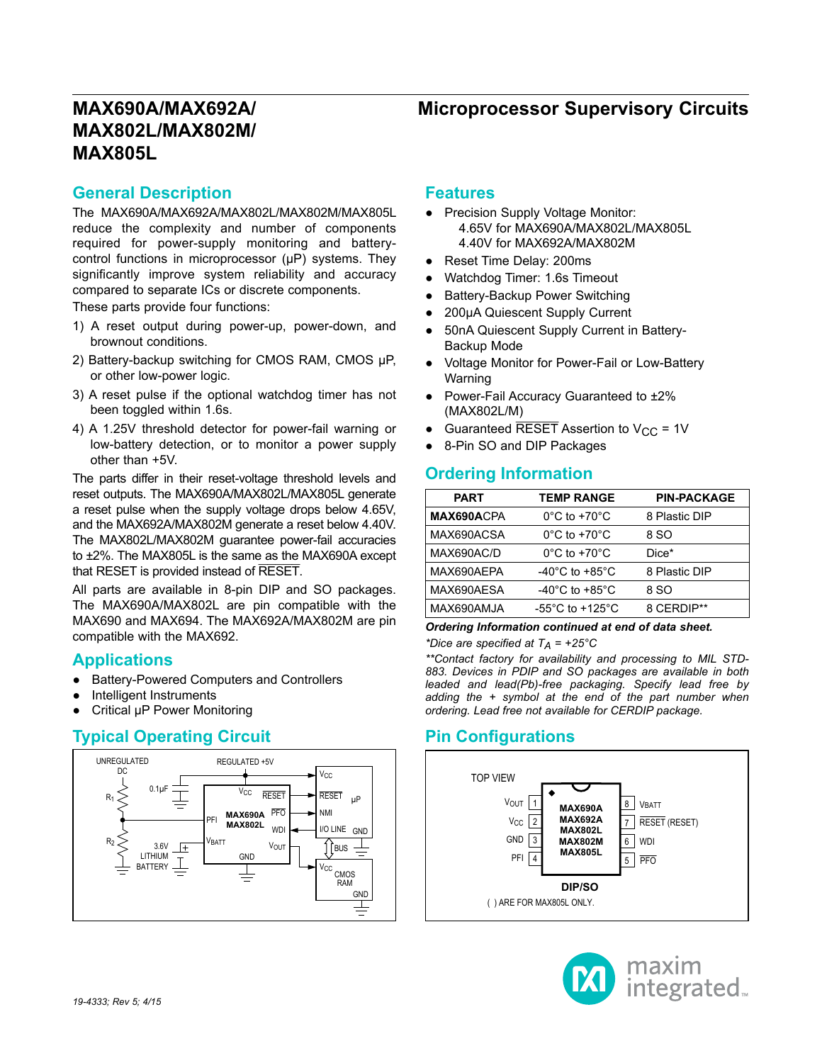# MAX690A/MAX692A/ MAX802L/MAX802M/ MAX805L

## Microprocessor Supervisory Circuits

## General Description

The MAX690A/MAX692A/MAX802L/MAX802M/MAX805L reduce the complexity and number of components required for power-supply monitoring and battery-control functions in microprocessor (µP) systems. They significantly improve system reliability and accuracy compared to separate ICs or discrete components.

These parts provide four functions:

1) A reset output during power-up, power-down, and brownout conditions.
2) Battery-backup switching for CMOS RAM, CMOS µP, or other low-power logic.
3) A reset pulse if the optional watchdog timer has not been toggled within 1.6s.
4) A 1.25V threshold detector for power-fail warning or low-battery detection, or to monitor a power supply other than +5V.

The parts differ in their reset-voltage threshold levels and reset outputs. The MAX690A/MAX802L/MAX805L generate a reset pulse when the supply voltage drops below 4.65V, and the MAX692A/MAX802M generate a reset below 4.40V. The MAX802L/MAX802M guarantee power-fail accuracies to ±2%. The MAX805L is the same as the MAX690A except that RESET is provided instead of $\overline{\text{RESET}}$.

All parts are available in 8-pin DIP and SO packages. The MAX690A/MAX802L are pin compatible with the MAX690 and MAX694. The MAX692A/MAX802M are pin compatible with the MAX692.

## Applications

- Battery-Powered Computers and Controllers
- Intelligent Instruments
- Critical µP Power Monitoring

## Typical Operating Circuit

## Features

- Precision Supply Voltage Monitor:
  - 4.65V for MAX690A/MAX802L/MAX805L
  - 4.40V for MAX692A/MAX802M
- Reset Time Delay: 200ms
- Watchdog Timer: 1.6s Timeout
- Battery-Backup Power Switching
- 200µA Quiescent Supply Current
- 50nA Quiescent Supply Current in Battery-Backup Mode
- Voltage Monitor for Power-Fail or Low-Battery Warning
- Power-Fail Accuracy Guaranteed to ±2% (MAX802L/M)
- Guaranteed $\overline{\text{RESET}}$ Assertion to $V_{CC}$ = 1V
- 8-Pin SO and DIP Packages

## Ordering Information

| PART | TEMP RANGE | PIN-PACKAGE |
|---|---|---|
| **MAX690A**CPA | 0°C to +70°C | 8 Plastic DIP |
| MAX690ACSA | 0°C to +70°C | 8 SO |
| MAX690AC/D | 0°C to +70°C | Dice* |
| MAX690AEPA | -40°C to +85°C | 8 Plastic DIP |
| MAX690AESA | -40°C to +85°C | 8 SO |
| MAX690AMJA | -55°C to +125°C | 8 CERDIP** |

***Ordering Information continued at end of data sheet.***

*\*Dice are specified at $T_A$ = +25°C*

*\*\*Contact factory for availability and processing to MIL STD-883. Devices in PDIP and SO packages are available in both leaded and lead(Pb)-free packaging. Specify lead free by adding the + symbol at the end of the part number when ordering. Lead free not available for CERDIP package.*

## Pin Configurations

19-4333; Rev 5; 4/15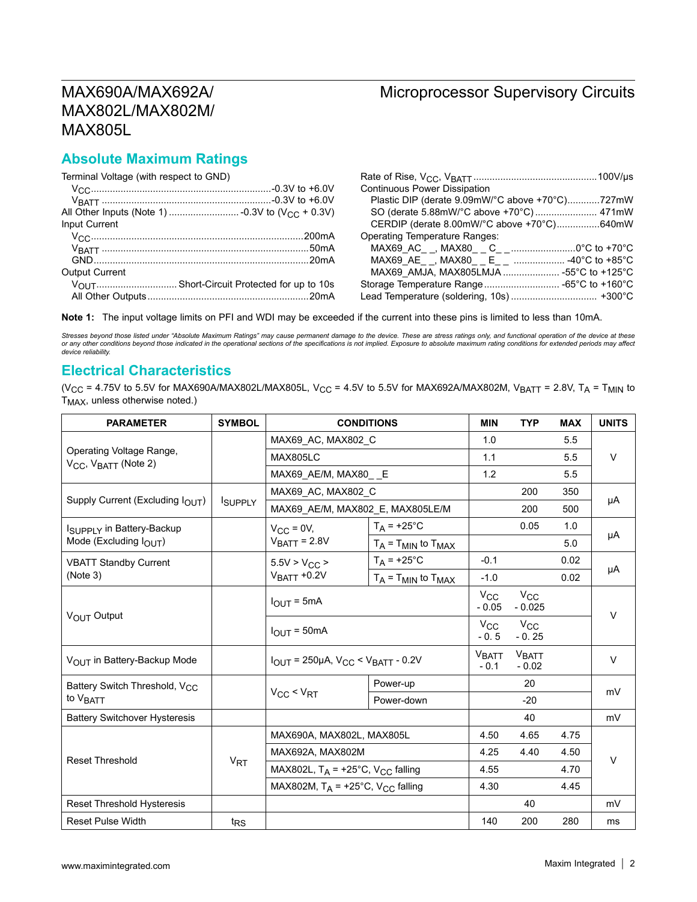## Absolute Maximum Ratings

Terminal Voltage (with respect to GND)

- $V_{CC}$ ....... -0.3V to +6.0V
- $V_{BATT}$ ....... -0.3V to +6.0V

All Other Inputs (Note 1) ....... -0.3V to ($V_{CC}$ + 0.3V)

Input Current

- $V_{CC}$ ....... 200mA
- $V_{BATT}$ ....... 50mA
- GND ....... 20mA

Output Current

- $V_{OUT}$ ....... Short-Circuit Protected for up to 10s
- All Other Outputs ....... 20mA

Rate of Rise, $V_{CC}$, $V_{BATT}$ ....... 100V/µs

Continuous Power Dissipation

- Plastic DIP (derate 9.09mW/°C above +70°C) ....... 727mW
- SO (derate 5.88mW/°C above +70°C) ....... 471mW
- CERDIP (derate 8.00mW/°C above +70°C) ....... 640mW

Operating Temperature Ranges:

- MAX69_AC_ _, MAX80_ _C_ _ ....... 0°C to +70°C
- MAX69_AE_ _, MAX80_ _E_ _ ....... -40°C to +85°C
- MAX69_AMJA, MAX805LMJA ....... -55°C to +125°C

Storage Temperature Range ....... -65°C to +160°C

Lead Temperature (soldering, 10s) ....... +300°C

**Note 1:** The input voltage limits on PFI and WDI may be exceeded if the current into these pins is limited to less than 10mA.

*Stresses beyond those listed under "Absolute Maximum Ratings" may cause permanent damage to the device. These are stress ratings only, and functional operation of the device at these or any other conditions beyond those indicated in the operational sections of the specifications is not implied. Exposure to absolute maximum rating conditions for extended periods may affect device reliability.*

## Electrical Characteristics

($V_{CC}$ = 4.75V to 5.5V for MAX690A/MAX802L/MAX805L, $V_{CC}$ = 4.5V to 5.5V for MAX692A/MAX802M, $V_{BATT}$ = 2.8V, $T_A$ = $T_{MIN}$ to $T_{MAX}$, unless otherwise noted.)

| PARAMETER | SYMBOL | CONDITIONS | | MIN | TYP | MAX | UNITS |
|---|---|---|---|---|---|---|---|
| Operating Voltage Range, $V_{CC}$, $V_{BATT}$ (Note 2) | | MAX69_AC, MAX802_C | | 1.0 | | 5.5 | V |
| | | MAX805LC | | 1.1 | | 5.5 | |
| | | MAX69_AE/M, MAX80_ _E | | 1.2 | | 5.5 | |
| Supply Current (Excluding $I_{OUT}$) | $I_{SUPPLY}$ | MAX69_AC, MAX802_C | | | 200 | 350 | µA |
| | | MAX69_AE/M, MAX802_E, MAX805LE/M | | | 200 | 500 | |
| $I_{SUPPLY}$ in Battery-Backup Mode (Excluding $I_{OUT}$) | | $V_{CC}$ = 0V, $V_{BATT}$ = 2.8V | $T_A$ = +25°C | | 0.05 | 1.0 | µA |
| | | | $T_A$ = $T_{MIN}$ to $T_{MAX}$ | | | 5.0 | |
| VBATT Standby Current (Note 3) | | 5.5V > $V_{CC}$ > $V_{BATT}$ +0.2V | $T_A$ = +25°C | -0.1 | | 0.02 | µA |
| | | | $T_A$ = $T_{MIN}$ to $T_{MAX}$ | -1.0 | | 0.02 | |
| $V_{OUT}$ Output | | $I_{OUT}$ = 5mA | | $V_{CC}$ - 0.05 | $V_{CC}$ - 0.025 | | V |
| | | $I_{OUT}$ = 50mA | | $V_{CC}$ - 0. 5 | $V_{CC}$ - 0. 25 | | |
| $V_{OUT}$ in Battery-Backup Mode | | $I_{OUT}$ = 250µA, $V_{CC}$ < $V_{BATT}$ - 0.2V | | $V_{BATT}$ - 0.1 | $V_{BATT}$ - 0.02 | | V |
| Battery Switch Threshold, $V_{CC}$ to $V_{BATT}$ | | $V_{CC}$ < $V_{RT}$ | Power-up | | 20 | | mV |
| | | | Power-down | | -20 | | |
| Battery Switchover Hysteresis | | | | | 40 | | mV |
| Reset Threshold | $V_{RT}$ | MAX690A, MAX802L, MAX805L | | 4.50 | 4.65 | 4.75 | V |
| | | MAX692A, MAX802M | | 4.25 | 4.40 | 4.50 | |
| | | MAX802L, $T_A$ = +25°C, $V_{CC}$ falling | | 4.55 | | 4.70 | |
| | | MAX802M, $T_A$ = +25°C, $V_{CC}$ falling | | 4.30 | | 4.45 | |
| Reset Threshold Hysteresis | | | | | 40 | | mV |
| Reset Pulse Width | $t_{RS}$ | | | 140 | 200 | 280 | ms |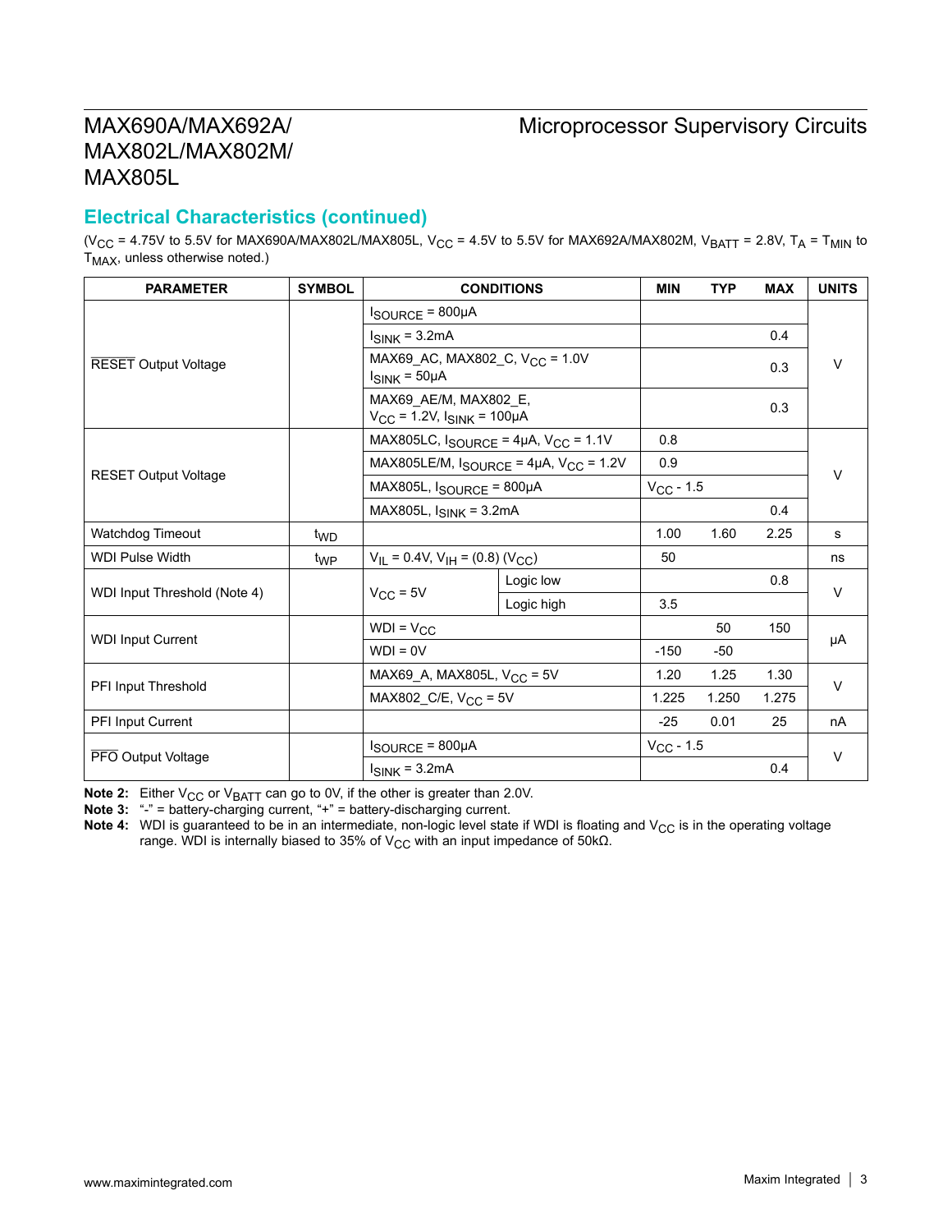## Electrical Characteristics (continued)

($V_{CC}$ = 4.75V to 5.5V for MAX690A/MAX802L/MAX805L, $V_{CC}$ = 4.5V to 5.5V for MAX692A/MAX802M, $V_{BATT}$ = 2.8V, $T_A$ = $T_{MIN}$ to $T_{MAX}$, unless otherwise noted.)

| PARAMETER | SYMBOL | CONDITIONS | | MIN | TYP | MAX | UNITS |
|---|---|---|---|---|---|---|---|
| $\overline{RESET}$ Output Voltage | | $I_{SOURCE}$ = 800µA | | | | | V |
| | | $I_{SINK}$ = 3.2mA | | | | 0.4 | |
| | | MAX69_AC, MAX802_C, $V_{CC}$ = 1.0V $I_{SINK}$ = 50µA | | | | 0.3 | |
| | | MAX69_AE/M, MAX802_E, $V_{CC}$ = 1.2V, $I_{SINK}$ = 100µA | | | | 0.3 | |
| RESET Output Voltage | | MAX805LC, $I_{SOURCE}$ = 4µA, $V_{CC}$ = 1.1V | | 0.8 | | | V |
| | | MAX805LE/M, $I_{SOURCE}$ = 4µA, $V_{CC}$ = 1.2V | | 0.9 | | | |
| | | MAX805L, $I_{SOURCE}$ = 800µA | | $V_{CC}$ - 1.5 | | | |
| | | MAX805L, $I_{SINK}$ = 3.2mA | | | | 0.4 | |
| Watchdog Timeout | $t_{WD}$ | | | 1.00 | 1.60 | 2.25 | s |
| WDI Pulse Width | $t_{WP}$ | $V_{IL}$ = 0.4V, $V_{IH}$ = (0.8) ($V_{CC}$) | | 50 | | | ns |
| WDI Input Threshold (Note 4) | | $V_{CC}$ = 5V | Logic low | | | 0.8 | V |
| | | | Logic high | 3.5 | | | |
| WDI Input Current | | WDI = $V_{CC}$ | | | 50 | 150 | µA |
| | | WDI = 0V | | -150 | -50 | | |
| PFI Input Threshold | | MAX69_A, MAX805L, $V_{CC}$ = 5V | | 1.20 | 1.25 | 1.30 | V |
| | | MAX802_C/E, $V_{CC}$ = 5V | | 1.225 | 1.250 | 1.275 | |
| PFI Input Current | | | | -25 | 0.01 | 25 | nA |
| $\overline{PFO}$ Output Voltage | | $I_{SOURCE}$ = 800µA | | $V_{CC}$ - 1.5 | | | V |
| | | $I_{SINK}$ = 3.2mA | | | | 0.4 | |

**Note 2:** Either $V_{CC}$ or $V_{BATT}$ can go to 0V, if the other is greater than 2.0V.

**Note 3:** "-" = battery-charging current, "+" = battery-discharging current.

**Note 4:** WDI is guaranteed to be in an intermediate, non-logic level state if WDI is floating and $V_{CC}$ is in the operating voltage range. WDI is internally biased to 35% of $V_{CC}$ with an input impedance of 50kΩ.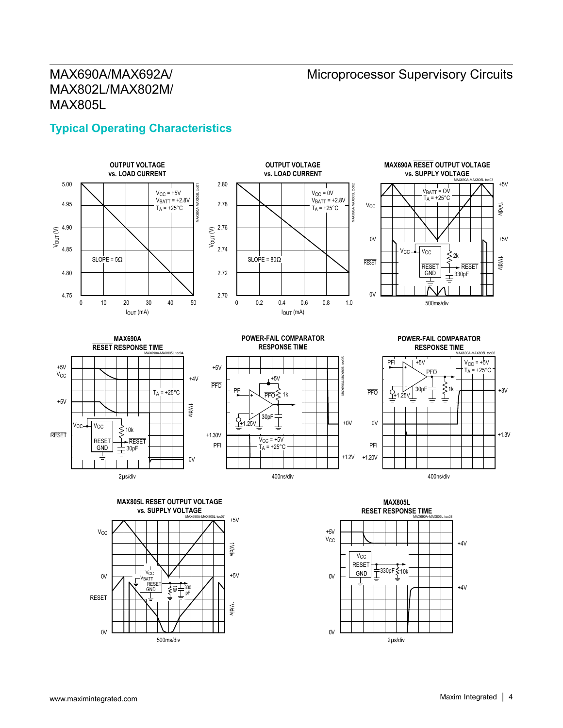## Typical Operating Characteristics

**OUTPUT VOLTAGE vs. LOAD CURRENT**

$V_{CC}$ = +5V, $V_{BATT}$ = +2.8V, $T_A$ = +25°C

SLOPE = 5Ω

$V_{OUT}$ (V): 4.75 to 5.00; $I_{OUT}$ (mA): 0 to 50

**OUTPUT VOLTAGE vs. LOAD CURRENT**

$V_{CC}$ = 0V, $V_{BATT}$ = +2.8V, $T_A$ = +25°C

SLOPE = 80Ω

$V_{OUT}$ (V): 2.70 to 2.80; $I_{OUT}$ (mA): 0 to 1.0

**MAX690A RESET OUTPUT VOLTAGE vs. SUPPLY VOLTAGE**

$V_{BATT}$ = 0V, $T_A$ = +25°C

500ms/div

**MAX690A RESET RESPONSE TIME**

$T_A$ = +25°C

2µs/div

**POWER-FAIL COMPARATOR RESPONSE TIME**

$V_{CC}$ = +5V, $T_A$ = +25°C

400ns/div

**POWER-FAIL COMPARATOR RESPONSE TIME**

$V_{CC}$ = +5V, $T_A$ = +25°C

400ns/div

**MAX805L RESET OUTPUT VOLTAGE vs. SUPPLY VOLTAGE**

500ms/div

**MAX805L RESET RESPONSE TIME**

2µs/div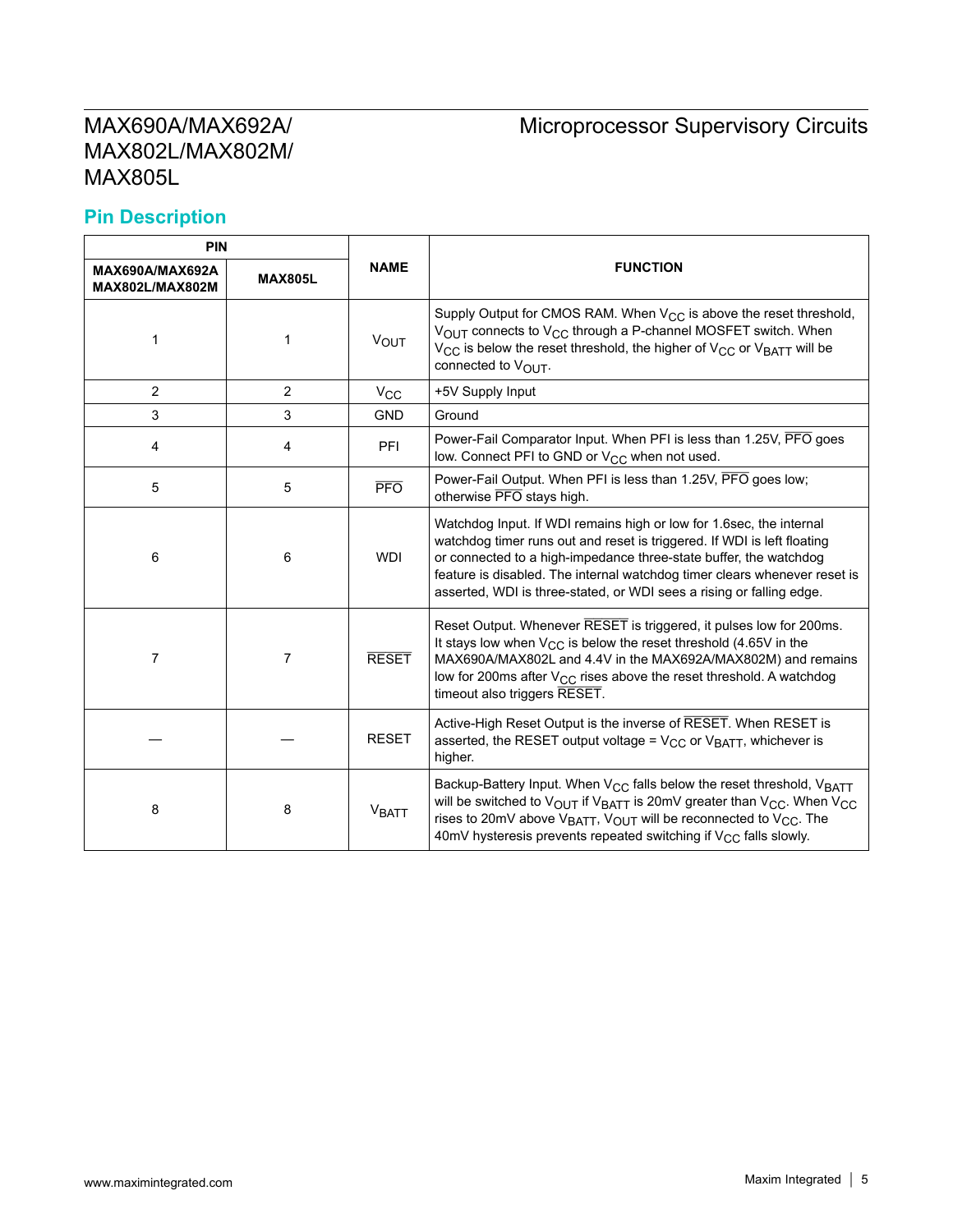## Pin Description

| PIN | | NAME | FUNCTION |
|---|---|---|---|
| MAX690A/MAX692A MAX802L/MAX802M | MAX805L | | |
| 1 | 1 | $V_{OUT}$ | Supply Output for CMOS RAM. When $V_{CC}$ is above the reset threshold, $V_{OUT}$ connects to $V_{CC}$ through a P-channel MOSFET switch. When $V_{CC}$ is below the reset threshold, the higher of $V_{CC}$ or $V_{BATT}$ will be connected to $V_{OUT}$. |
| 2 | 2 | $V_{CC}$ | +5V Supply Input |
| 3 | 3 | GND | Ground |
| 4 | 4 | PFI | Power-Fail Comparator Input. When PFI is less than 1.25V, $\overline{PFO}$ goes low. Connect PFI to GND or $V_{CC}$ when not used. |
| 5 | 5 | $\overline{PFO}$ | Power-Fail Output. When PFI is less than 1.25V, $\overline{PFO}$ goes low; otherwise $\overline{PFO}$ stays high. |
| 6 | 6 | WDI | Watchdog Input. If WDI remains high or low for 1.6sec, the internal watchdog timer runs out and reset is triggered. If WDI is left floating or connected to a high-impedance three-state buffer, the watchdog feature is disabled. The internal watchdog timer clears whenever reset is asserted, WDI is three-stated, or WDI sees a rising or falling edge. |
| 7 | 7 | $\overline{RESET}$ | Reset Output. Whenever $\overline{RESET}$ is triggered, it pulses low for 200ms. It stays low when $V_{CC}$ is below the reset threshold (4.65V in the MAX690A/MAX802L and 4.4V in the MAX692A/MAX802M) and remains low for 200ms after $V_{CC}$ rises above the reset threshold. A watchdog timeout also triggers $\overline{RESET}$. |
| — | — | RESET | Active-High Reset Output is the inverse of $\overline{RESET}$. When RESET is asserted, the RESET output voltage = $V_{CC}$ or $V_{BATT}$, whichever is higher. |
| 8 | 8 | $V_{BATT}$ | Backup-Battery Input. When $V_{CC}$ falls below the reset threshold, $V_{BATT}$ will be switched to $V_{OUT}$ if $V_{BATT}$ is 20mV greater than $V_{CC}$. When $V_{CC}$ rises to 20mV above $V_{BATT}$, $V_{OUT}$ will be reconnected to $V_{CC}$. The 40mV hysteresis prevents repeated switching if $V_{CC}$ falls slowly. |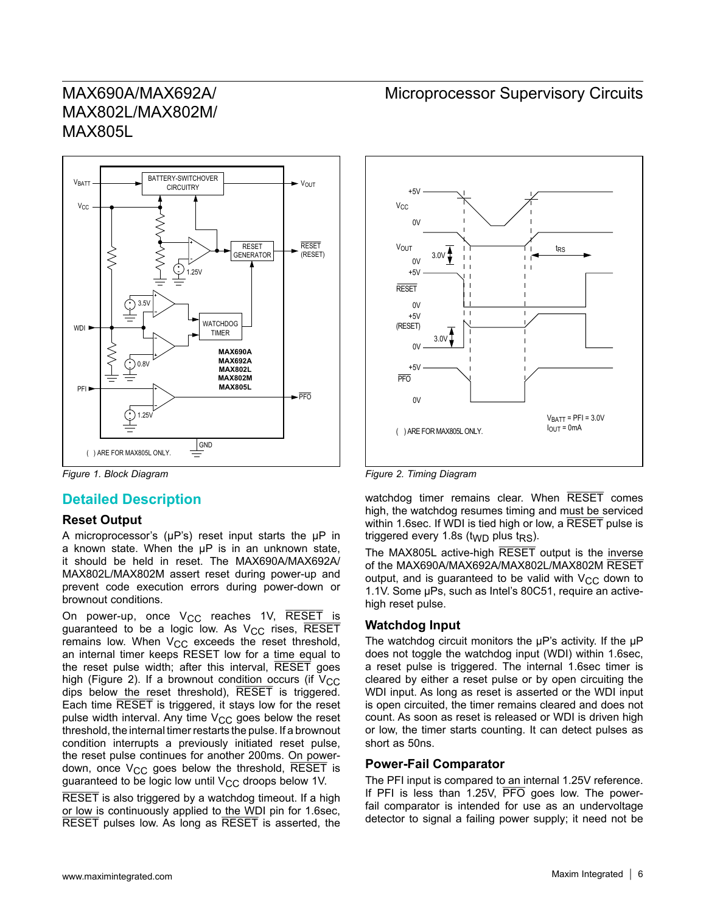Figure 1. Block Diagram

Figure 2. Timing Diagram

## Detailed Description

### Reset Output

A microprocessor's (µP's) reset input starts the µP in a known state. When the µP is in an unknown state, it should be held in reset. The MAX690A/MAX692A/MAX802L/MAX802M assert reset during power-up and prevent code execution errors during power-down or brownout conditions.

On power-up, once $V_{CC}$ reaches 1V, $\overline{RESET}$ is guaranteed to be a logic low. As $V_{CC}$ rises, $\overline{RESET}$ remains low. When $V_{CC}$ exceeds the reset threshold, an internal timer keeps RESET low for a time equal to the reset pulse width; after this interval, $\overline{RESET}$ goes high (Figure 2). If a brownout condition occurs (if $V_{CC}$ dips below the reset threshold), $\overline{RESET}$ is triggered. Each time $\overline{RESET}$ is triggered, it stays low for the reset pulse width interval. Any time $V_{CC}$ goes below the reset threshold, the internal timer restarts the pulse. If a brownout condition interrupts a previously initiated reset pulse, the reset pulse continues for another 200ms. On power-down, once $V_{CC}$ goes below the threshold, $\overline{RESET}$ is guaranteed to be logic low until $V_{CC}$ droops below 1V.

$\overline{RESET}$ is also triggered by a watchdog timeout. If a high or low is continuously applied to the WDI pin for 1.6sec, $\overline{RESET}$ pulses low. As long as $\overline{RESET}$ is asserted, the watchdog timer remains clear. When $\overline{RESET}$ comes high, the watchdog resumes timing and must be serviced within 1.6sec. If WDI is tied high or low, a $\overline{RESET}$ pulse is triggered every 1.8s ($t_{WD}$ plus $t_{RS}$).

The MAX805L active-high $\overline{RESET}$ output is the inverse of the MAX690A/MAX692A/MAX802L/MAX802M $\overline{RESET}$ output, and is guaranteed to be valid with $V_{CC}$ down to 1.1V. Some µPs, such as Intel's 80C51, require an active-high reset pulse.

### Watchdog Input

The watchdog circuit monitors the µP's activity. If the µP does not toggle the watchdog input (WDI) within 1.6sec, a reset pulse is triggered. The internal 1.6sec timer is cleared by either a reset pulse or by open circuiting the WDI input. As long as reset is asserted or the WDI input is open circuited, the timer remains cleared and does not count. As soon as reset is released or WDI is driven high or low, the timer starts counting. It can detect pulses as short as 50ns.

### Power-Fail Comparator

The PFI input is compared to an internal 1.25V reference. If PFI is less than 1.25V, $\overline{PFO}$ goes low. The power-fail comparator is intended for use as an undervoltage detector to signal a failing power supply; it need not be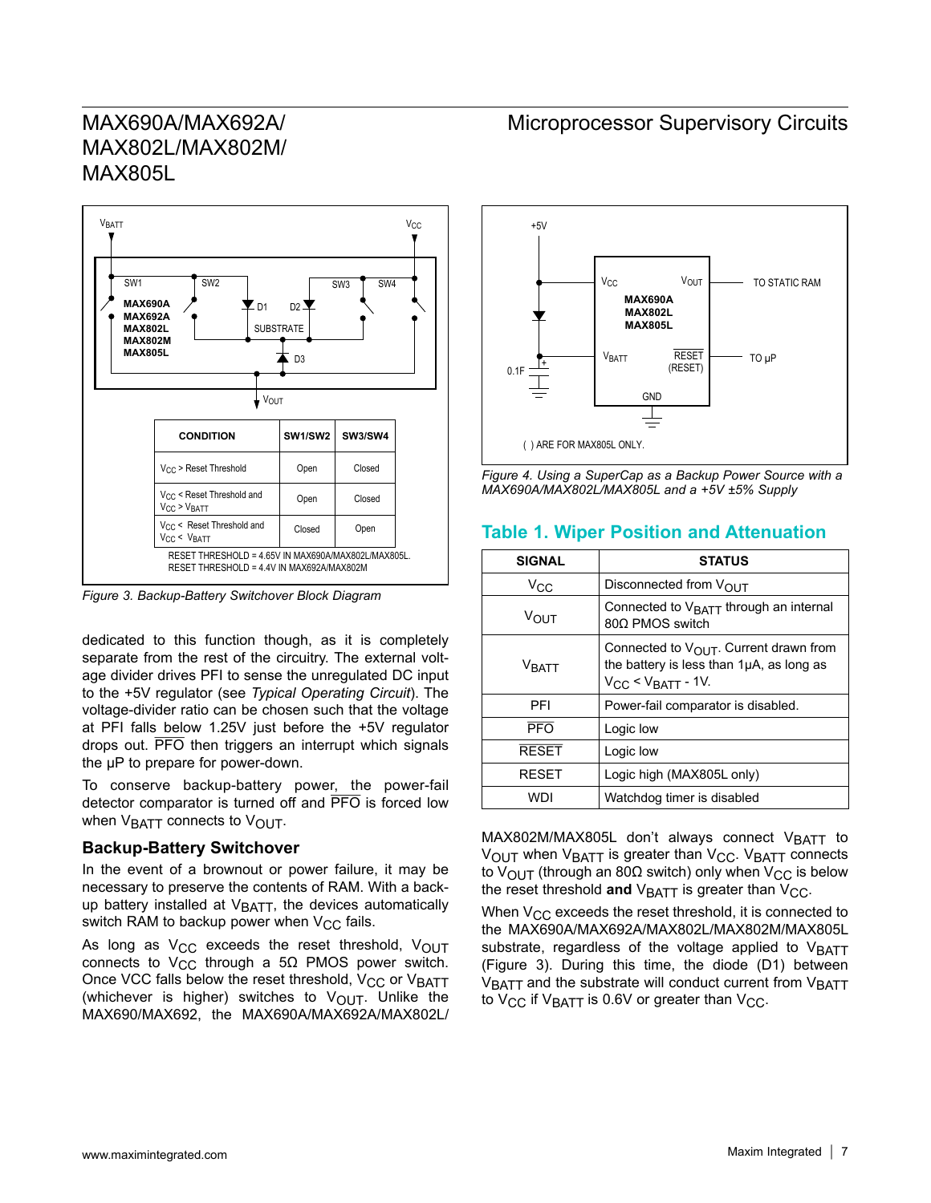Figure 3 contains a table:

| CONDITION | SW1/SW2 | SW3/SW4 |
|---|---|---|
| $V_{CC}$ > Reset Threshold | Open | Closed |
| $V_{CC}$ < Reset Threshold and $V_{CC}$ > $V_{BATT}$ | Open | Closed |
| $V_{CC}$ < Reset Threshold and $V_{CC}$ < $V_{BATT}$ | Closed | Open |

RESET THRESHOLD = 4.65V IN MAX690A/MAX802L/MAX805L.
RESET THRESHOLD = 4.4V IN MAX692A/MAX802M

*Figure 3. Backup-Battery Switchover Block Diagram*

dedicated to this function though, as it is completely separate from the rest of the circuitry. The external voltage divider drives PFI to sense the unregulated DC input to the +5V regulator (see *Typical Operating Circuit*). The voltage-divider ratio can be chosen such that the voltage at PFI falls below 1.25V just before the +5V regulator drops out. $\overline{PFO}$ then triggers an interrupt which signals the µP to prepare for power-down.

To conserve backup-battery power, the power-fail detector comparator is turned off and $\overline{PFO}$ is forced low when $V_{BATT}$ connects to $V_{OUT}$.

### Backup-Battery Switchover

In the event of a brownout or power failure, it may be necessary to preserve the contents of RAM. With a backup battery installed at $V_{BATT}$, the devices automatically switch RAM to backup power when $V_{CC}$ fails.

As long as $V_{CC}$ exceeds the reset threshold, $V_{OUT}$ connects to $V_{CC}$ through a 5Ω PMOS power switch. Once VCC falls below the reset threshold, $V_{CC}$ or $V_{BATT}$ (whichever is higher) switches to $V_{OUT}$. Unlike the MAX690/MAX692, the MAX690A/MAX692A/MAX802L/MAX802M/MAX805L don't always connect $V_{BATT}$ to $V_{OUT}$ when $V_{BATT}$ is greater than $V_{CC}$. $V_{BATT}$ connects to $V_{OUT}$ (through an 80Ω switch) only when $V_{CC}$ is below the reset threshold **and** $V_{BATT}$ is greater than $V_{CC}$.

When $V_{CC}$ exceeds the reset threshold, it is connected to the MAX690A/MAX692A/MAX802L/MAX802M/MAX805L substrate, regardless of the voltage applied to $V_{BATT}$ (Figure 3). During this time, the diode (D1) between $V_{BATT}$ and the substrate will conduct current from $V_{BATT}$ to $V_{CC}$ if $V_{BATT}$ is 0.6V or greater than $V_{CC}$.

( ) ARE FOR MAX805L ONLY.

*Figure 4. Using a SuperCap as a Backup Power Source with a MAX690A/MAX802L/MAX805L and a +5V ±5% Supply*

## Table 1. Wiper Position and Attenuation

| SIGNAL | STATUS |
|---|---|
| $V_{CC}$ | Disconnected from $V_{OUT}$ |
| $V_{OUT}$ | Connected to $V_{BATT}$ through an internal 80Ω PMOS switch |
| $V_{BATT}$ | Connected to $V_{OUT}$. Current drawn from the battery is less than 1µA, as long as $V_{CC}$ < $V_{BATT}$ - 1V. |
| PFI | Power-fail comparator is disabled. |
| $\overline{PFO}$ | Logic low |
| $\overline{RESET}$ | Logic low |
| RESET | Logic high (MAX805L only) |
| WDI | Watchdog timer is disabled |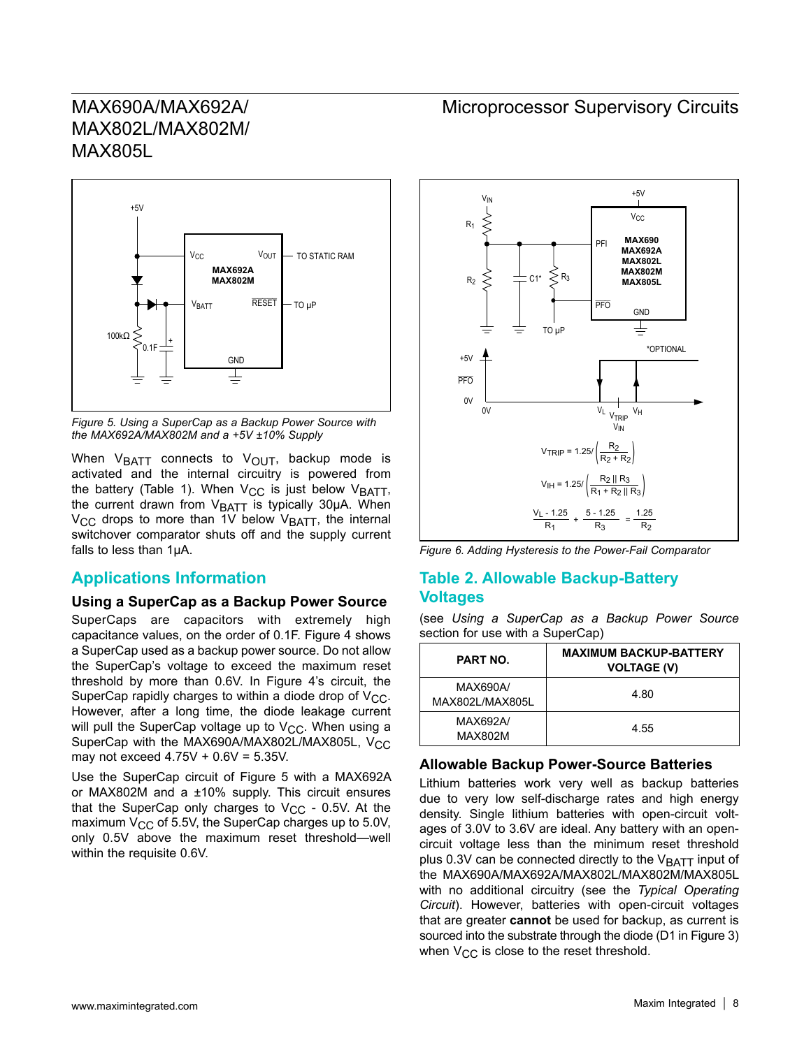Figure 5. Using a SuperCap as a Backup Power Source with the MAX692A/MAX802M and a +5V ±10% Supply

When $V_{BATT}$ connects to $V_{OUT}$, backup mode is activated and the internal circuitry is powered from the battery (Table 1). When $V_{CC}$ is just below $V_{BATT}$, the current drawn from $V_{BATT}$ is typically 30µA. When $V_{CC}$ drops to more than 1V below $V_{BATT}$, the internal switchover comparator shuts off and the supply current falls to less than 1µA.

## Applications Information

### Using a SuperCap as a Backup Power Source

SuperCaps are capacitors with extremely high capacitance values, on the order of 0.1F. Figure 4 shows a SuperCap used as a backup power source. Do not allow the SuperCap's voltage to exceed the maximum reset threshold by more than 0.6V. In Figure 4's circuit, the SuperCap rapidly charges to within a diode drop of $V_{CC}$. However, after a long time, the diode leakage current will pull the SuperCap voltage up to $V_{CC}$. When using a SuperCap with the MAX690A/MAX802L/MAX805L, $V_{CC}$ may not exceed 4.75V + 0.6V = 5.35V.

Use the SuperCap circuit of Figure 5 with a MAX692A or MAX802M and a ±10% supply. This circuit ensures that the SuperCap only charges to $V_{CC}$ - 0.5V. At the maximum $V_{CC}$ of 5.5V, the SuperCap charges up to 5.0V, only 0.5V above the maximum reset threshold—well within the requisite 0.6V.

$$V_{TRIP} = 1.25 / \left(\frac{R_2}{R_2 + R_2}\right)$$

$$V_{IH} = 1.25 / \left(\frac{R_2 \parallel R_3}{R_1 + R_2 \parallel R_3}\right)$$

$$\frac{V_L - 1.25}{R_1} + \frac{5 - 1.25}{R_3} = \frac{1.25}{R_2}$$

Figure 6. Adding Hysteresis to the Power-Fail Comparator

## Table 2. Allowable Backup-Battery Voltages

(see *Using a SuperCap as a Backup Power Source* section for use with a SuperCap)

| PART NO. | MAXIMUM BACKUP-BATTERY VOLTAGE (V) |
|---|---|
| MAX690A/ MAX802L/MAX805L | 4.80 |
| MAX692A/ MAX802M | 4.55 |

### Allowable Backup Power-Source Batteries

Lithium batteries work very well as backup batteries due to very low self-discharge rates and high energy density. Single lithium batteries with open-circuit voltages of 3.0V to 3.6V are ideal. Any battery with an open-circuit voltage less than the minimum reset threshold plus 0.3V can be connected directly to the $V_{BATT}$ input of the MAX690A/MAX692A/MAX802L/MAX802M/MAX805L with no additional circuitry (see the *Typical Operating Circuit*). However, batteries with open-circuit voltages that are greater **cannot** be used for backup, as current is sourced into the substrate through the diode (D1 in Figure 3) when $V_{CC}$ is close to the reset threshold.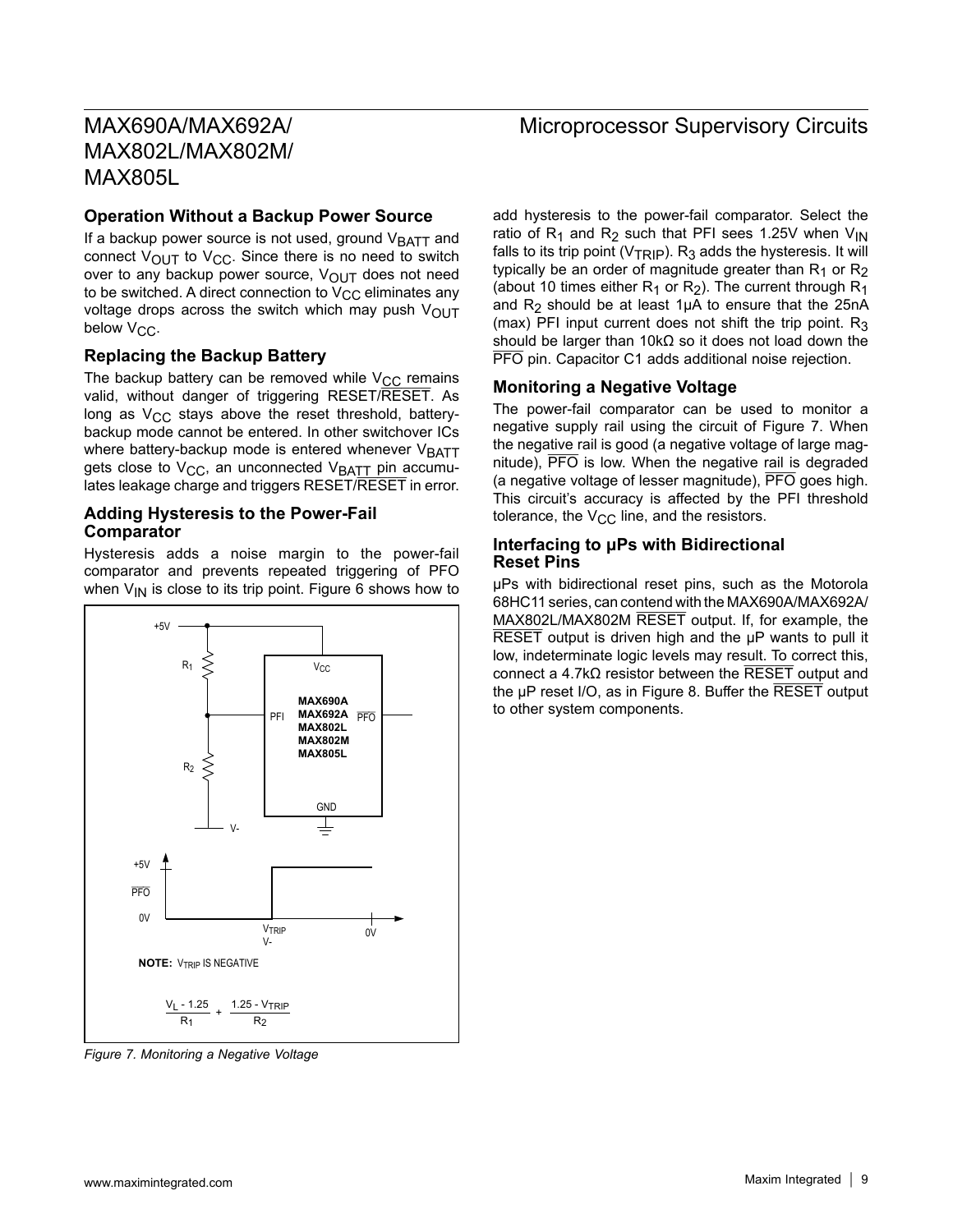## Operation Without a Backup Power Source

If a backup power source is not used, ground $V_{BATT}$ and connect $V_{OUT}$ to $V_{CC}$. Since there is no need to switch over to any backup power source, $V_{OUT}$ does not need to be switched. A direct connection to $V_{CC}$ eliminates any voltage drops across the switch which may push $V_{OUT}$ below $V_{CC}$.

## Replacing the Backup Battery

The backup battery can be removed while $V_{CC}$ remains valid, without danger of triggering RESET/$\overline{\text{RESET}}$. As long as $V_{CC}$ stays above the reset threshold, battery-backup mode cannot be entered. In other switchover ICs where battery-backup mode is entered whenever $V_{BATT}$ gets close to $V_{CC}$, an unconnected $V_{BATT}$ pin accumulates leakage charge and triggers RESET/$\overline{\text{RESET}}$ in error.

## Adding Hysteresis to the Power-Fail Comparator

Hysteresis adds a noise margin to the power-fail comparator and prevents repeated triggering of PFO when $V_{IN}$ is close to its trip point. Figure 6 shows how to add hysteresis to the power-fail comparator. Select the ratio of $R_1$ and $R_2$ such that PFI sees 1.25V when $V_{IN}$ falls to its trip point ($V_{TRIP}$). $R_3$ adds the hysteresis. It will typically be an order of magnitude greater than $R_1$ or $R_2$ (about 10 times either $R_1$ or $R_2$). The current through $R_1$ and $R_2$ should be at least 1µA to ensure that the 25nA (max) PFI input current does not shift the trip point. $R_3$ should be larger than 10kΩ so it does not load down the $\overline{\text{PFO}}$ pin. Capacitor C1 adds additional noise rejection.

+5V

$R_1$

$R_2$

V-

$V_{CC}$

PFI

MAX690A
MAX692A
MAX802L
MAX802M
MAX805L

$\overline{\text{PFO}}$

GND

+5V

$\overline{\text{PFO}}$

0V

$V_{TRIP}$

V-

0V

**NOTE:** $V_{TRIP}$ IS NEGATIVE

$$\frac{V_L - 1.25}{R_1} + \frac{1.25 - V_{TRIP}}{R_2}$$

*Figure 7. Monitoring a Negative Voltage*

## Monitoring a Negative Voltage

The power-fail comparator can be used to monitor a negative supply rail using the circuit of Figure 7. When the negative rail is good (a negative voltage of large magnitude), $\overline{\text{PFO}}$ is low. When the negative rail is degraded (a negative voltage of lesser magnitude), $\overline{\text{PFO}}$ goes high. This circuit's accuracy is affected by the PFI threshold tolerance, the $V_{CC}$ line, and the resistors.

## Interfacing to µPs with Bidirectional Reset Pins

µPs with bidirectional reset pins, such as the Motorola 68HC11 series, can contend with the MAX690A/MAX692A/MAX802L/MAX802M $\overline{\text{RESET}}$ output. If, for example, the $\overline{\text{RESET}}$ output is driven high and the µP wants to pull it low, indeterminate logic levels may result. To correct this, connect a 4.7kΩ resistor between the $\overline{\text{RESET}}$ output and the µP reset I/O, as in Figure 8. Buffer the $\overline{\text{RESET}}$ output to other system components.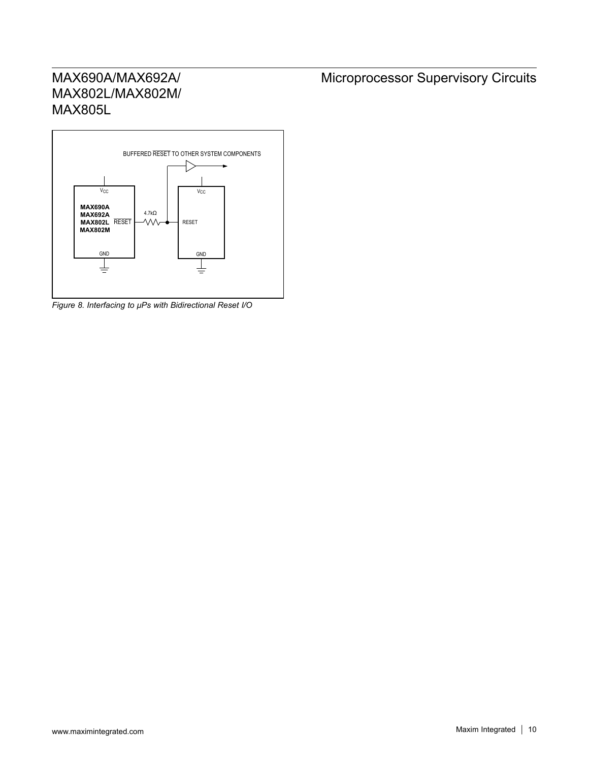BUFFERED $\overline{RESET}$ TO OTHER SYSTEM COMPONENTS

$V_{CC}$

MAX690A
MAX692A
MAX802L
MAX802M

$\overline{RESET}$

4.7kΩ

$V_{CC}$

RESET

GND

GND

*Figure 8. Interfacing to µPs with Bidirectional Reset I/O*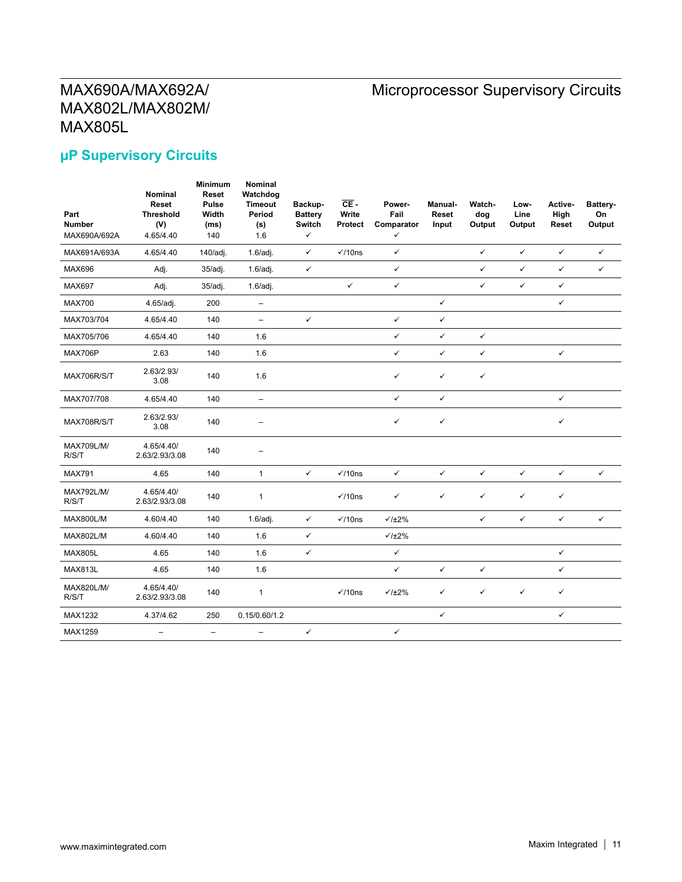## µP Supervisory Circuits

| Part Number | Nominal Reset Threshold (V) | Minimum Reset Pulse Width (ms) | Nominal Watchdog Timeout Period (s) | Backup-Battery Switch | $\overline{CE}$-Write Protect | Power-Fail Comparator | Manual-Reset Input | Watch-dog Output | Low-Line Output | Active-High Reset | Battery-On Output |
|---|---|---|---|---|---|---|---|---|---|---|---|
| MAX690A/692A | 4.65/4.40 | 140 | 1.6 | ✓ | | ✓ | | | | | |
| MAX691A/693A | 4.65/4.40 | 140/adj. | 1.6/adj. | ✓ | ✓/10ns | ✓ | | ✓ | ✓ | ✓ | ✓ |
| MAX696 | Adj. | 35/adj. | 1.6/adj. | ✓ | | ✓ | | ✓ | ✓ | ✓ | ✓ |
| MAX697 | Adj. | 35/adj. | 1.6/adj. | | ✓ | ✓ | | ✓ | ✓ | ✓ | |
| MAX700 | 4.65/adj. | 200 | – | | | | ✓ | | | ✓ | |
| MAX703/704 | 4.65/4.40 | 140 | – | ✓ | | ✓ | ✓ | | | | |
| MAX705/706 | 4.65/4.40 | 140 | 1.6 | | | ✓ | ✓ | ✓ | | | |
| MAX706P | 2.63 | 140 | 1.6 | | | ✓ | ✓ | ✓ | | ✓ | |
| MAX706R/S/T | 2.63/2.93/3.08 | 140 | 1.6 | | | ✓ | ✓ | ✓ | | | |
| MAX707/708 | 4.65/4.40 | 140 | – | | | ✓ | ✓ | | | ✓ | |
| MAX708R/S/T | 2.63/2.93/3.08 | 140 | – | | | ✓ | ✓ | | | ✓ | |
| MAX709L/M/R/S/T | 4.65/4.40/2.63/2.93/3.08 | 140 | – | | | | | | | | |
| MAX791 | 4.65 | 140 | 1 | ✓ | ✓/10ns | ✓ | ✓ | ✓ | ✓ | ✓ | ✓ |
| MAX792L/M/R/S/T | 4.65/4.40/2.63/2.93/3.08 | 140 | 1 | | ✓/10ns | ✓ | ✓ | ✓ | ✓ | ✓ | |
| MAX800L/M | 4.60/4.40 | 140 | 1.6/adj. | ✓ | ✓/10ns | ✓/±2% | | ✓ | ✓ | ✓ | ✓ |
| MAX802L/M | 4.60/4.40 | 140 | 1.6 | ✓ | | ✓/±2% | | | | | |
| MAX805L | 4.65 | 140 | 1.6 | ✓ | | ✓ | | | | ✓ | |
| MAX813L | 4.65 | 140 | 1.6 | | | ✓ | ✓ | ✓ | | ✓ | |
| MAX820L/M/R/S/T | 4.65/4.40/2.63/2.93/3.08 | 140 | 1 | | ✓/10ns | ✓/±2% | ✓ | ✓ | ✓ | ✓ | |
| MAX1232 | 4.37/4.62 | 250 | 0.15/0.60/1.2 | | | | ✓ | | | ✓ | |
| MAX1259 | – | – | – | ✓ | | ✓ | | | | | |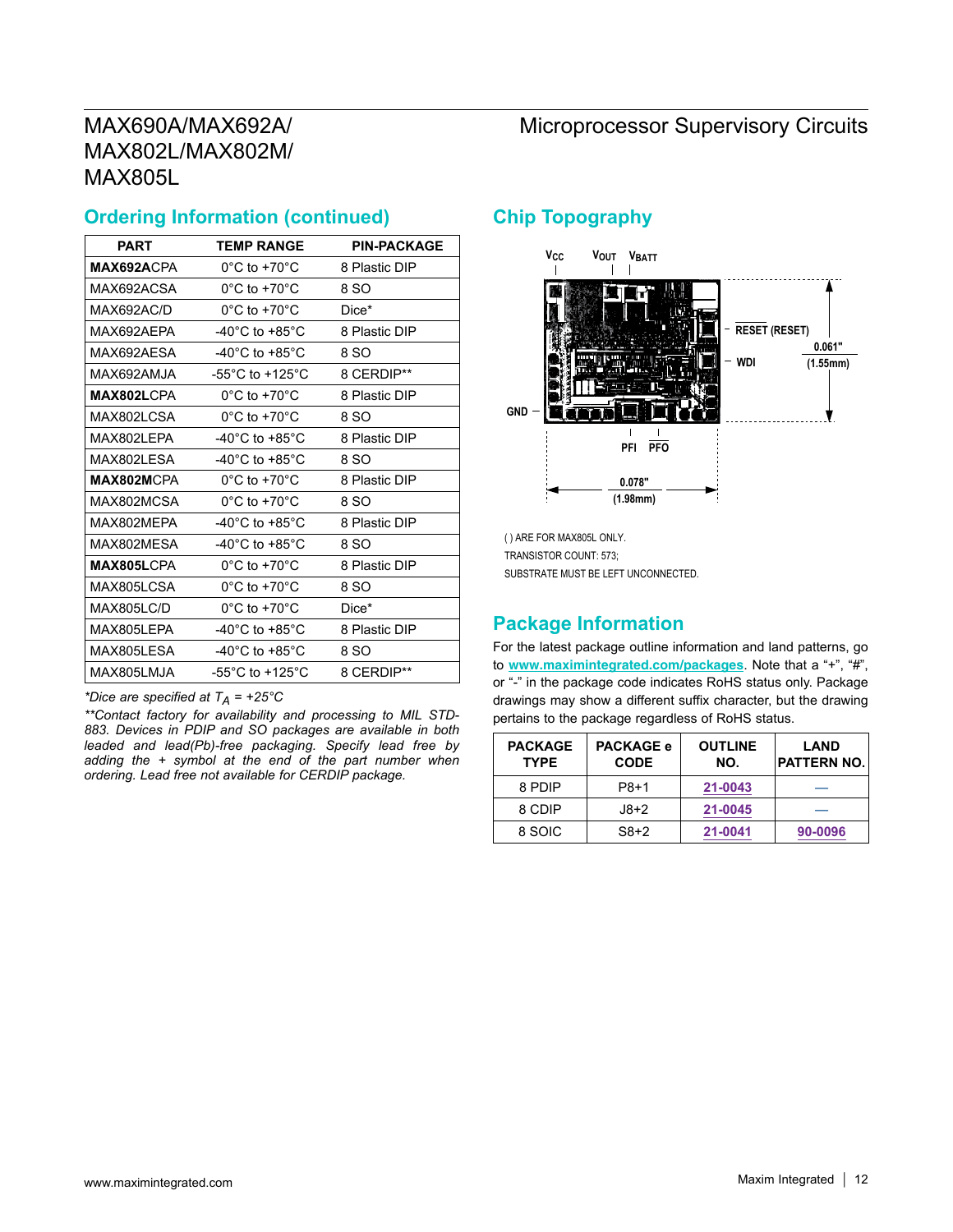## Ordering Information (continued)

| PART | TEMP RANGE | PIN-PACKAGE |
|---|---|---|
| **MAX692A**CPA | 0°C to +70°C | 8 Plastic DIP |
| MAX692ACSA | 0°C to +70°C | 8 SO |
| MAX692AC/D | 0°C to +70°C | Dice* |
| MAX692AEPA | -40°C to +85°C | 8 Plastic DIP |
| MAX692AESA | -40°C to +85°C | 8 SO |
| MAX692AMJA | -55°C to +125°C | 8 CERDIP** |
| **MAX802L**CPA | 0°C to +70°C | 8 Plastic DIP |
| MAX802LCSA | 0°C to +70°C | 8 SO |
| MAX802LEPA | -40°C to +85°C | 8 Plastic DIP |
| MAX802LESA | -40°C to +85°C | 8 SO |
| **MAX802M**CPA | 0°C to +70°C | 8 Plastic DIP |
| MAX802MCSA | 0°C to +70°C | 8 SO |
| MAX802MEPA | -40°C to +85°C | 8 Plastic DIP |
| MAX802MESA | -40°C to +85°C | 8 SO |
| **MAX805L**CPA | 0°C to +70°C | 8 Plastic DIP |
| MAX805LCSA | 0°C to +70°C | 8 SO |
| MAX805LC/D | 0°C to +70°C | Dice* |
| MAX805LEPA | -40°C to +85°C | 8 Plastic DIP |
| MAX805LESA | -40°C to +85°C | 8 SO |
| MAX805LMJA | -55°C to +125°C | 8 CERDIP** |

*\*Dice are specified at $T_A$ = +25°C*

*\*\*Contact factory for availability and processing to MIL STD-883. Devices in PDIP and SO packages are available in both leaded and lead(Pb)-free packaging. Specify lead free by adding the + symbol at the end of the part number when ordering. Lead free not available for CERDIP package.*

## Chip Topography

VCC, VOUT, VBATT, RESET (RESET), WDI, GND, PFI, PFO

0.061" (1.55mm)

0.078" (1.98mm)

( ) ARE FOR MAX805L ONLY.
TRANSISTOR COUNT: 573;
SUBSTRATE MUST BE LEFT UNCONNECTED.

## Package Information

For the latest package outline information and land patterns, go to **www.maximintegrated.com/packages**. Note that a "+", "#", or "-" in the package code indicates RoHS status only. Package drawings may show a different suffix character, but the drawing pertains to the package regardless of RoHS status.

| PACKAGE TYPE | PACKAGE CODE | OUTLINE NO. | LAND PATTERN NO. |
|---|---|---|---|
| 8 PDIP | P8+1 | 21-0043 | — |
| 8 CDIP | J8+2 | 21-0045 | — |
| 8 SOIC | S8+2 | 21-0041 | 90-0096 |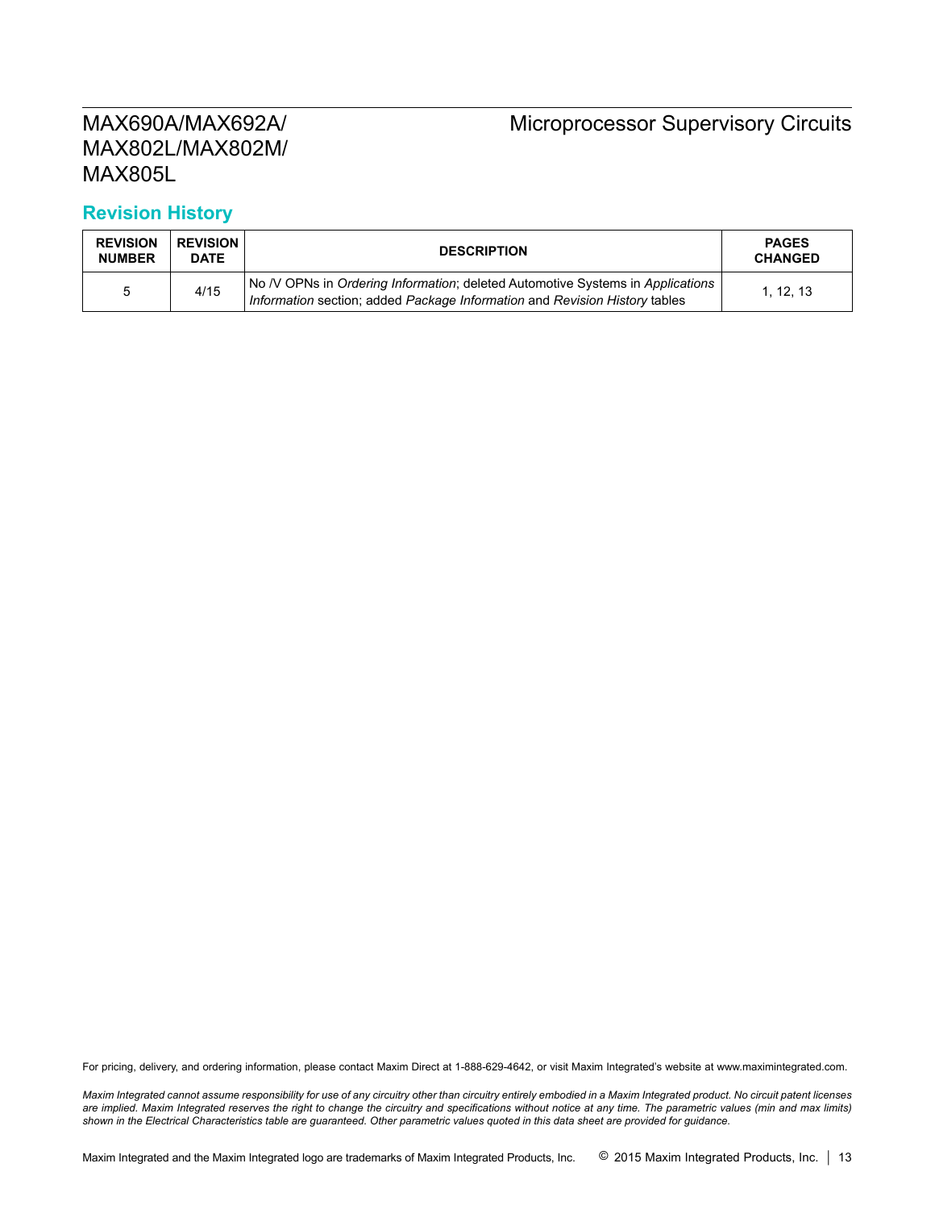## Revision History

| REVISION NUMBER | REVISION DATE | DESCRIPTION | PAGES CHANGED |
|---|---|---|---|
| 5 | 4/15 | No /V OPNs in *Ordering Information*; deleted Automotive Systems in *Applications Information* section; added *Package Information* and *Revision History* tables | 1, 12, 13 |

For pricing, delivery, and ordering information, please contact Maxim Direct at 1-888-629-4642, or visit Maxim Integrated's website at www.maximintegrated.com.

*Maxim Integrated cannot assume responsibility for use of any circuitry other than circuitry entirely embodied in a Maxim Integrated product. No circuit patent licenses are implied. Maxim Integrated reserves the right to change the circuitry and specifications without notice at any time. The parametric values (min and max limits) shown in the Electrical Characteristics table are guaranteed. Other parametric values quoted in this data sheet are provided for guidance.*

Maxim Integrated and the Maxim Integrated logo are trademarks of Maxim Integrated Products, Inc. © 2015 Maxim Integrated Products, Inc.